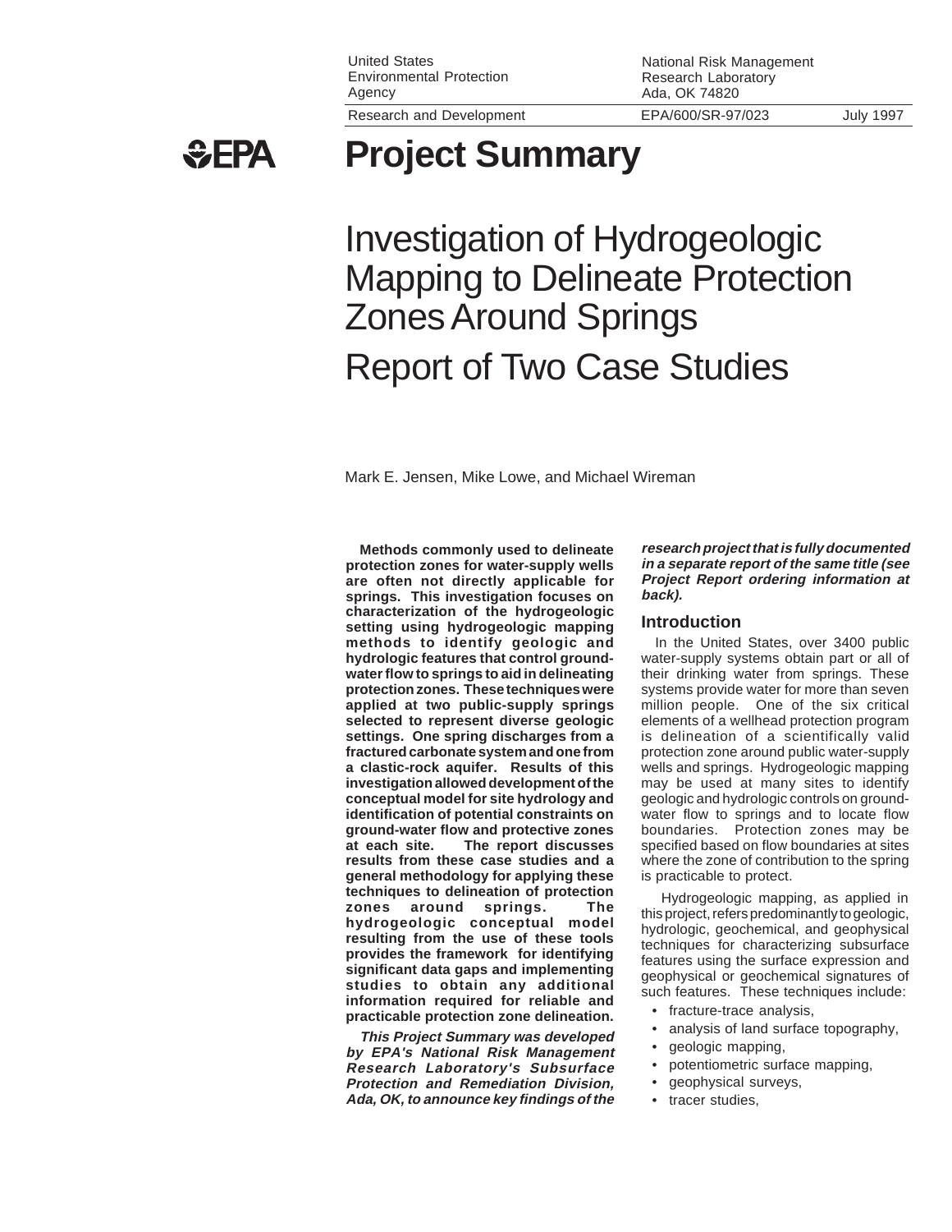United States Environmental Protection Agency

National Risk Management Research Laboratory
Ada, OK 74820

Research and Development

EPA/600/SR-97/023

July 1997

# Project Summary

# Investigation of Hydrogeologic Mapping to Delineate Protection Zones Around Springs

# Report of Two Case Studies

Mark E. Jensen, Mike Lowe, and Michael Wireman

**Methods commonly used to delineate protection zones for water-supply wells are often not directly applicable for springs. This investigation focuses on characterization of the hydrogeologic setting using hydrogeologic mapping methods to identify geologic and hydrologic features that control ground-water flow to springs to aid in delineating protection zones. These techniques were applied at two public-supply springs selected to represent diverse geologic settings. One spring discharges from a fractured carbonate system and one from a clastic-rock aquifer. Results of this investigation allowed development of the conceptual model for site hydrology and identification of potential constraints on ground-water flow and protective zones at each site. The report discusses results from these case studies and a general methodology for applying these techniques to delineation of protection zones around springs. The hydrogeologic conceptual model resulting from the use of these tools provides the framework for identifying significant data gaps and implementing studies to obtain any additional information required for reliable and practicable protection zone delineation.**

***This Project Summary was developed by EPA's National Risk Management Research Laboratory's Subsurface Protection and Remediation Division, Ada, OK, to announce key findings of the research project that is fully documented in a separate report of the same title (see Project Report ordering information at back).***

## Introduction

In the United States, over 3400 public water-supply systems obtain part or all of their drinking water from springs. These systems provide water for more than seven million people. One of the six critical elements of a wellhead protection program is delineation of a scientifically valid protection zone around public water-supply wells and springs. Hydrogeologic mapping may be used at many sites to identify geologic and hydrologic controls on ground-water flow to springs and to locate flow boundaries. Protection zones may be specified based on flow boundaries at sites where the zone of contribution to the spring is practicable to protect.

Hydrogeologic mapping, as applied in this project, refers predominantly to geologic, hydrologic, geochemical, and geophysical techniques for characterizing subsurface features using the surface expression and geophysical or geochemical signatures of such features. These techniques include:

- fracture-trace analysis,
- analysis of land surface topography,
- geologic mapping,
- potentiometric surface mapping,
- geophysical surveys,
- tracer studies,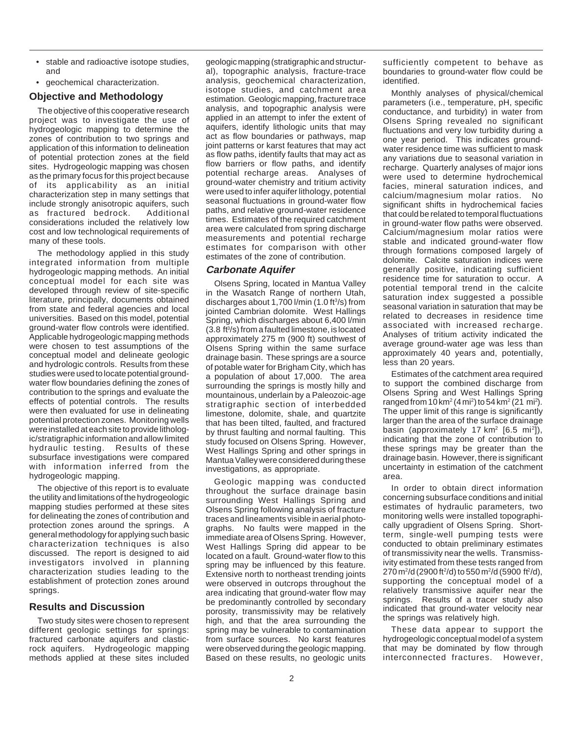- stable and radioactive isotope studies, and
- geochemical characterization.

## Objective and Methodology

The objective of this cooperative research project was to investigate the use of hydrogeologic mapping to determine the zones of contribution to two springs and application of this information to delineation of potential protection zones at the field sites. Hydrogeologic mapping was chosen as the primary focus for this project because of its applicability as an initial characterization step in many settings that include strongly anisotropic aquifers, such as fractured bedrock. Additional considerations included the relatively low cost and low technological requirements of many of these tools.

The methodology applied in this study integrated information from multiple hydrogeologic mapping methods. An initial conceptual model for each site was developed through review of site-specific literature, principally, documents obtained from state and federal agencies and local universities. Based on this model, potential ground-water flow controls were identified. Applicable hydrogeologic mapping methods were chosen to test assumptions of the conceptual model and delineate geologic and hydrologic controls. Results from these studies were used to locate potential ground-water flow boundaries defining the zones of contribution to the springs and evaluate the effects of potential controls. The results were then evaluated for use in delineating potential protection zones. Monitoring wells were installed at each site to provide lithologic/stratigraphic information and allow limited hydraulic testing. Results of these subsurface investigations were compared with information inferred from the hydrogeologic mapping.

The objective of this report is to evaluate the utility and limitations of the hydrogeologic mapping studies performed at these sites for delineating the zones of contribution and protection zones around the springs. A general methodology for applying such basic characterization techniques is also discussed. The report is designed to aid investigators involved in planning characterization studies leading to the establishment of protection zones around springs.

## Results and Discussion

Two study sites were chosen to represent different geologic settings for springs: fractured carbonate aquifers and clastic-rock aquifers. Hydrogeologic mapping methods applied at these sites included geologic mapping (stratigraphic and structural), topographic analysis, fracture-trace analysis, geochemical characterization, isotope studies, and catchment area estimation. Geologic mapping, fracture trace analysis, and topographic analysis were applied in an attempt to infer the extent of aquifers, identify lithologic units that may act as flow boundaries or pathways, map joint patterns or karst features that may act as flow paths, identify faults that may act as flow barriers or flow paths, and identify potential recharge areas. Analyses of ground-water chemistry and tritium activity were used to infer aquifer lithology, potential seasonal fluctuations in ground-water flow paths, and relative ground-water residence times. Estimates of the required catchment area were calculated from spring discharge measurements and potential recharge estimates for comparison with other estimates of the zone of contribution.

### *Carbonate Aquifer*

Olsens Spring, located in Mantua Valley in the Wasatch Range of northern Utah, discharges about 1,700 l/min (1.0 ft$^3$/s) from jointed Cambrian dolomite. West Hallings Spring, which discharges about 6,400 l/min (3.8 ft$^3$/s) from a faulted limestone, is located approximately 275 m (900 ft) southwest of Olsens Spring within the same surface drainage basin. These springs are a source of potable water for Brigham City, which has a population of about 17,000. The area surrounding the springs is mostly hilly and mountainous, underlain by a Paleozoic-age stratigraphic section of interbedded limestone, dolomite, shale, and quartzite that has been tilted, faulted, and fractured by thrust faulting and normal faulting. This study focused on Olsens Spring. However, West Hallings Spring and other springs in Mantua Valley were considered during these investigations, as appropriate.

Geologic mapping was conducted throughout the surface drainage basin surrounding West Hallings Spring and Olsens Spring following analysis of fracture traces and lineaments visible in aerial photographs. No faults were mapped in the immediate area of Olsens Spring. However, West Hallings Spring did appear to be located on a fault. Ground-water flow to this spring may be influenced by this feature. Extensive north to northeast trending joints were observed in outcrops throughout the area indicating that ground-water flow may be predominantly controlled by secondary porosity, transmissivity may be relatively high, and that the area surrounding the spring may be vulnerable to contamination from surface sources. No karst features were observed during the geologic mapping. Based on these results, no geologic units sufficiently competent to behave as boundaries to ground-water flow could be identified.

Monthly analyses of physical/chemical parameters (i.e., temperature, pH, specific conductance, and turbidity) in water from Olsens Spring revealed no significant fluctuations and very low turbidity during a one year period. This indicates ground-water residence time was sufficient to mask any variations due to seasonal variation in recharge. Quarterly analyses of major ions were used to determine hydrochemical facies, mineral saturation indices, and calcium/magnesium molar ratios. No significant shifts in hydrochemical facies that could be related to temporal fluctuations in ground-water flow paths were observed. Calcium/magnesium molar ratios were stable and indicated ground-water flow through formations composed largely of dolomite. Calcite saturation indices were generally positive, indicating sufficient residence time for saturation to occur. A potential temporal trend in the calcite saturation index suggested a possible seasonal variation in saturation that may be related to decreases in residence time associated with increased recharge. Analyses of tritium activity indicated the average ground-water age was less than approximately 40 years and, potentially, less than 20 years.

Estimates of the catchment area required to support the combined discharge from Olsens Spring and West Hallings Spring ranged from 10 km$^2$ (4 mi$^2$) to 54 km$^2$ (21 mi$^2$). The upper limit of this range is significantly larger than the area of the surface drainage basin (approximately 17 km$^2$ [6.5 mi$^2$]), indicating that the zone of contribution to these springs may be greater than the drainage basin. However, there is significant uncertainty in estimation of the catchment area.

In order to obtain direct information concerning subsurface conditions and initial estimates of hydraulic parameters, two monitoring wells were installed topographically upgradient of Olsens Spring. Short-term, single-well pumping tests were conducted to obtain preliminary estimates of transmissivity near the wells. Transmissivity estimated from these tests ranged from 270 m$^2$/d (2900 ft$^2$/d) to 550 m$^2$/d (5900 ft$^2$/d), supporting the conceptual model of a relatively transmissive aquifer near the springs. Results of a tracer study also indicated that ground-water velocity near the springs was relatively high.

These data appear to support the hydrogeologic conceptual model of a system that may be dominated by flow through interconnected fractures. However,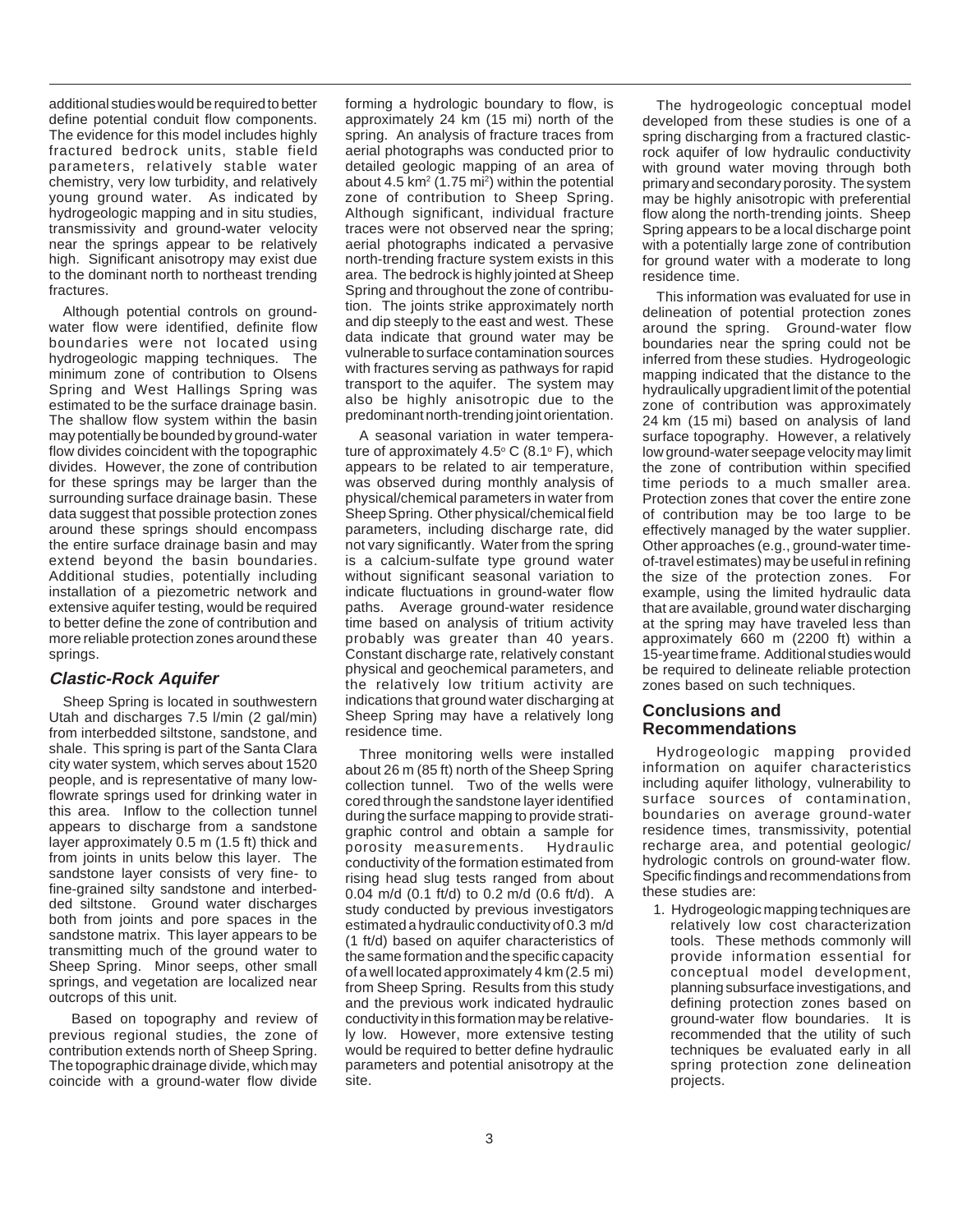additional studies would be required to better define potential conduit flow components. The evidence for this model includes highly fractured bedrock units, stable field parameters, relatively stable water chemistry, very low turbidity, and relatively young ground water. As indicated by hydrogeologic mapping and in situ studies, transmissivity and ground-water velocity near the springs appear to be relatively high. Significant anisotropy may exist due to the dominant north to northeast trending fractures.

Although potential controls on ground-water flow were identified, definite flow boundaries were not located using hydrogeologic mapping techniques. The minimum zone of contribution to Olsens Spring and West Hallings Spring was estimated to be the surface drainage basin. The shallow flow system within the basin may potentially be bounded by ground-water flow divides coincident with the topographic divides. However, the zone of contribution for these springs may be larger than the surrounding surface drainage basin. These data suggest that possible protection zones around these springs should encompass the entire surface drainage basin and may extend beyond the basin boundaries. Additional studies, potentially including installation of a piezometric network and extensive aquifer testing, would be required to better define the zone of contribution and more reliable protection zones around these springs.

### *Clastic-Rock Aquifer*

Sheep Spring is located in southwestern Utah and discharges 7.5 l/min (2 gal/min) from interbedded siltstone, sandstone, and shale. This spring is part of the Santa Clara city water system, which serves about 1520 people, and is representative of many low-flowrate springs used for drinking water in this area. Inflow to the collection tunnel appears to discharge from a sandstone layer approximately 0.5 m (1.5 ft) thick and from joints in units below this layer. The sandstone layer consists of very fine- to fine-grained silty sandstone and interbedded siltstone. Ground water discharges both from joints and pore spaces in the sandstone matrix. This layer appears to be transmitting much of the ground water to Sheep Spring. Minor seeps, other small springs, and vegetation are localized near outcrops of this unit.

Based on topography and review of previous regional studies, the zone of contribution extends north of Sheep Spring. The topographic drainage divide, which may coincide with a ground-water flow divide forming a hydrologic boundary to flow, is approximately 24 km (15 mi) north of the spring. An analysis of fracture traces from aerial photographs was conducted prior to detailed geologic mapping of an area of about 4.5 km$^2$ (1.75 mi$^2$) within the potential zone of contribution to Sheep Spring. Although significant, individual fracture traces were not observed near the spring; aerial photographs indicated a pervasive north-trending fracture system exists in this area. The bedrock is highly jointed at Sheep Spring and throughout the zone of contribution. The joints strike approximately north and dip steeply to the east and west. These data indicate that ground water may be vulnerable to surface contamination sources with fractures serving as pathways for rapid transport to the aquifer. The system may also be highly anisotropic due to the predominant north-trending joint orientation.

A seasonal variation in water temperature of approximately 4.5$^{o}$ C (8.1$^{o}$ F), which appears to be related to air temperature, was observed during monthly analysis of physical/chemical parameters in water from Sheep Spring. Other physical/chemical field parameters, including discharge rate, did not vary significantly. Water from the spring is a calcium-sulfate type ground water without significant seasonal variation to indicate fluctuations in ground-water flow paths. Average ground-water residence time based on analysis of tritium activity probably was greater than 40 years. Constant discharge rate, relatively constant physical and geochemical parameters, and the relatively low tritium activity are indications that ground water discharging at Sheep Spring may have a relatively long residence time.

Three monitoring wells were installed about 26 m (85 ft) north of the Sheep Spring collection tunnel. Two of the wells were cored through the sandstone layer identified during the surface mapping to provide stratigraphic control and obtain a sample for porosity measurements. Hydraulic conductivity of the formation estimated from rising head slug tests ranged from about 0.04 m/d (0.1 ft/d) to 0.2 m/d (0.6 ft/d). A study conducted by previous investigators estimated a hydraulic conductivity of 0.3 m/d (1 ft/d) based on aquifer characteristics of the same formation and the specific capacity of a well located approximately 4 km (2.5 mi) from Sheep Spring. Results from this study and the previous work indicated hydraulic conductivity in this formation may be relatively low. However, more extensive testing would be required to better define hydraulic parameters and potential anisotropy at the site.

The hydrogeologic conceptual model developed from these studies is one of a spring discharging from a fractured clastic-rock aquifer of low hydraulic conductivity with ground water moving through both primary and secondary porosity. The system may be highly anisotropic with preferential flow along the north-trending joints. Sheep Spring appears to be a local discharge point with a potentially large zone of contribution for ground water with a moderate to long residence time.

This information was evaluated for use in delineation of potential protection zones around the spring. Ground-water flow boundaries near the spring could not be inferred from these studies. Hydrogeologic mapping indicated that the distance to the hydraulically upgradient limit of the potential zone of contribution was approximately 24 km (15 mi) based on analysis of land surface topography. However, a relatively low ground-water seepage velocity may limit the zone of contribution within specified time periods to a much smaller area. Protection zones that cover the entire zone of contribution may be too large to be effectively managed by the water supplier. Other approaches (e.g., ground-water time-of-travel estimates) may be useful in refining the size of the protection zones. For example, using the limited hydraulic data that are available, ground water discharging at the spring may have traveled less than approximately 660 m (2200 ft) within a 15-year time frame. Additional studies would be required to delineate reliable protection zones based on such techniques.

## Conclusions and Recommendations

Hydrogeologic mapping provided information on aquifer characteristics including aquifer lithology, vulnerability to surface sources of contamination, boundaries on average ground-water residence times, transmissivity, potential recharge area, and potential geologic/hydrologic controls on ground-water flow. Specific findings and recommendations from these studies are:

1. Hydrogeologic mapping techniques are relatively low cost characterization tools. These methods commonly will provide information essential for conceptual model development, planning subsurface investigations, and defining protection zones based on ground-water flow boundaries. It is recommended that the utility of such techniques be evaluated early in all spring protection zone delineation projects.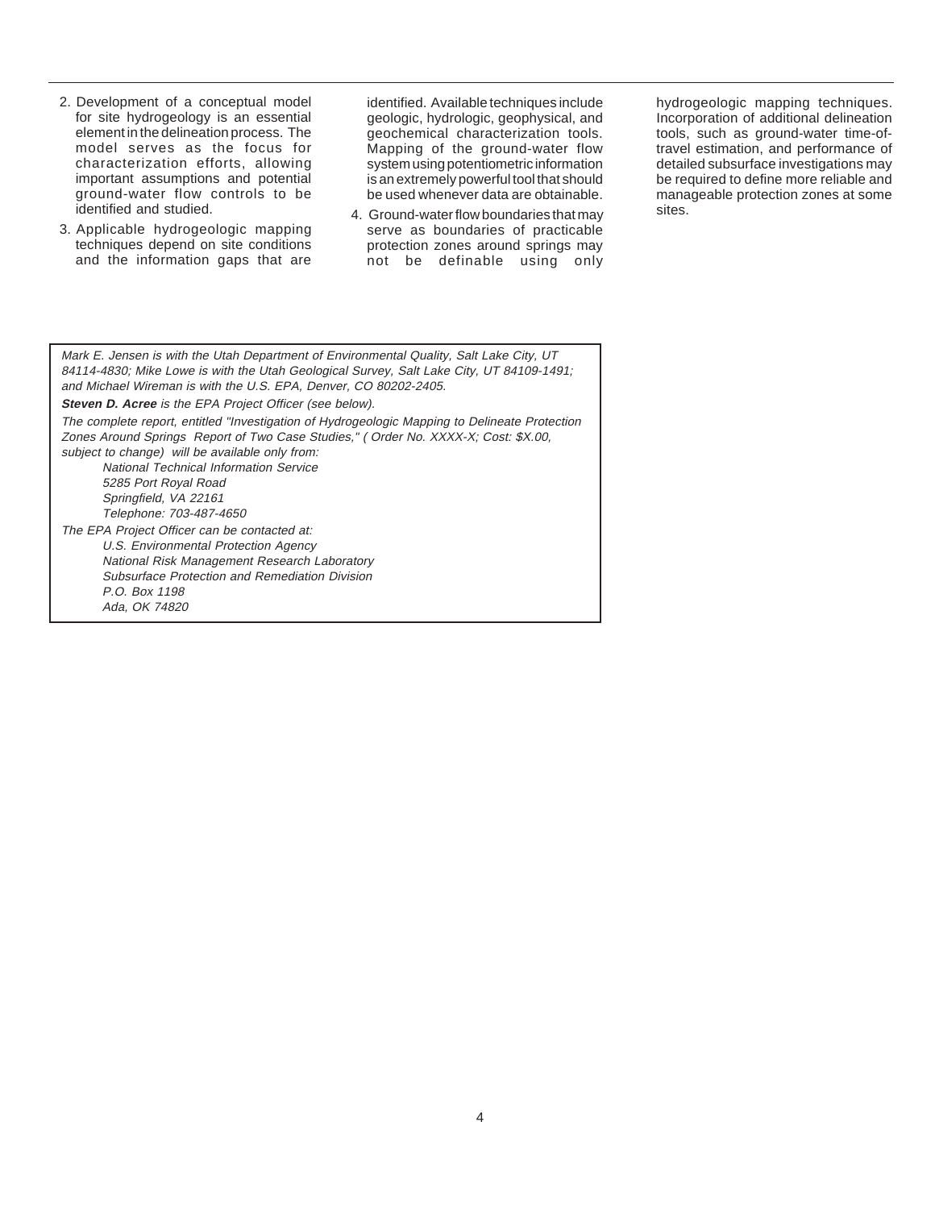2. Development of a conceptual model for site hydrogeology is an essential element in the delineation process. The model serves as the focus for characterization efforts, allowing important assumptions and potential ground-water flow controls to be identified and studied.
3. Applicable hydrogeologic mapping techniques depend on site conditions and the information gaps that are identified. Available techniques include geologic, hydrologic, geophysical, and geochemical characterization tools. Mapping of the ground-water flow system using potentiometric information is an extremely powerful tool that should be used whenever data are obtainable.
4. Ground-water flow boundaries that may serve as boundaries of practicable protection zones around springs may not be definable using only hydrogeologic mapping techniques. Incorporation of additional delineation tools, such as ground-water time-of-travel estimation, and performance of detailed subsurface investigations may be required to define more reliable and manageable protection zones at some sites.

*Mark E. Jensen is with the Utah Department of Environmental Quality, Salt Lake City, UT 84114-4830; Mike Lowe is with the Utah Geological Survey, Salt Lake City, UT 84109-1491; and Michael Wireman is with the U.S. EPA, Denver, CO 80202-2405.*

***Steven D. Acree** is the EPA Project Officer (see below).*

*The complete report, entitled "Investigation of Hydrogeologic Mapping to Delineate Protection Zones Around Springs Report of Two Case Studies," ( Order No. XXXX-X; Cost: $X.00, subject to change) will be available only from:*

*National Technical Information Service*
*5285 Port Royal Road*
*Springfield, VA 22161*
*Telephone: 703-487-4650*

*The EPA Project Officer can be contacted at:*

*U.S. Environmental Protection Agency*
*National Risk Management Research Laboratory*
*Subsurface Protection and Remediation Division*
*P.O. Box 1198*
*Ada, OK 74820*